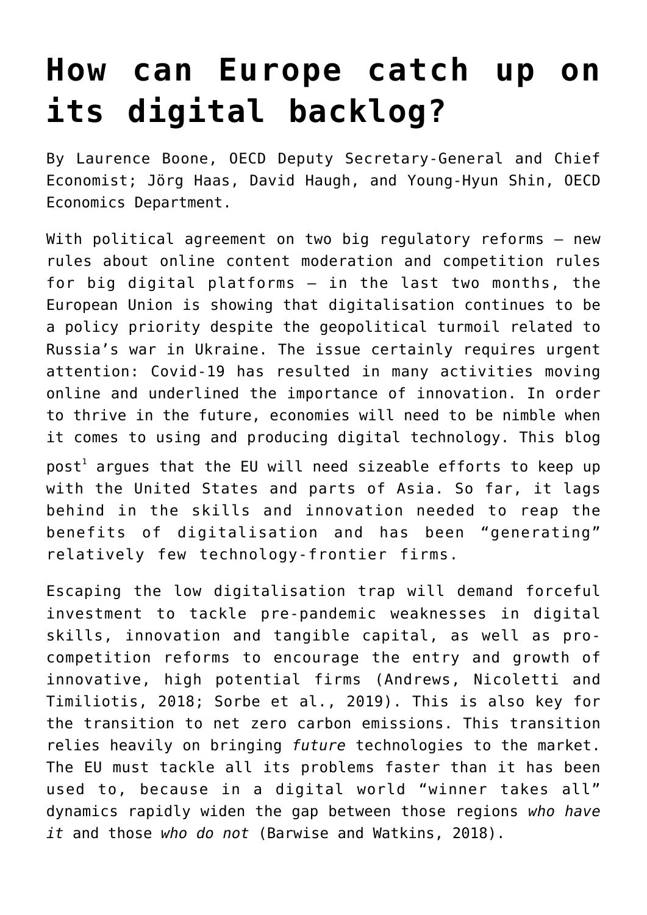# How can Europe catch up on its digital backlog?

By Laurence Boone, OECD Deputy Secretary-General and Chief Economist; Jörg Haas, David Haugh, and Young-Hyun Shin, OECD Economics Department.

With political agreement on two big regulatory reforms – new rules about online content moderation and competition rules for big digital platforms – in the last two months, the European Union is showing that digitalisation continues to be a policy priority despite the geopolitical turmoil related to Russia's war in Ukraine. The issue certainly requires urgent attention: Covid-19 has resulted in many activities moving online and underlined the importance of innovation. In order to thrive in the future, economies will need to be nimble when it comes to using and producing digital technology. This blog post[1] argues that the EU will need sizeable efforts to keep up with the United States and parts of Asia. So far, it lags behind in the skills and innovation needed to reap the benefits of digitalisation and has been "generating" relatively few technology-frontier firms.

Escaping the low digitalisation trap will demand forceful investment to tackle pre-pandemic weaknesses in digital skills, innovation and tangible capital, as well as pro-competition reforms to encourage the entry and growth of innovative, high potential firms (Andrews, Nicoletti and Timiliotis, 2018; Sorbe et al., 2019). This is also key for the transition to net zero carbon emissions. This transition relies heavily on bringing *future* technologies to the market. The EU must tackle all its problems faster than it has been used to, because in a digital world "winner takes all" dynamics rapidly widen the gap between those regions *who have it* and those *who do not* (Barwise and Watkins, 2018).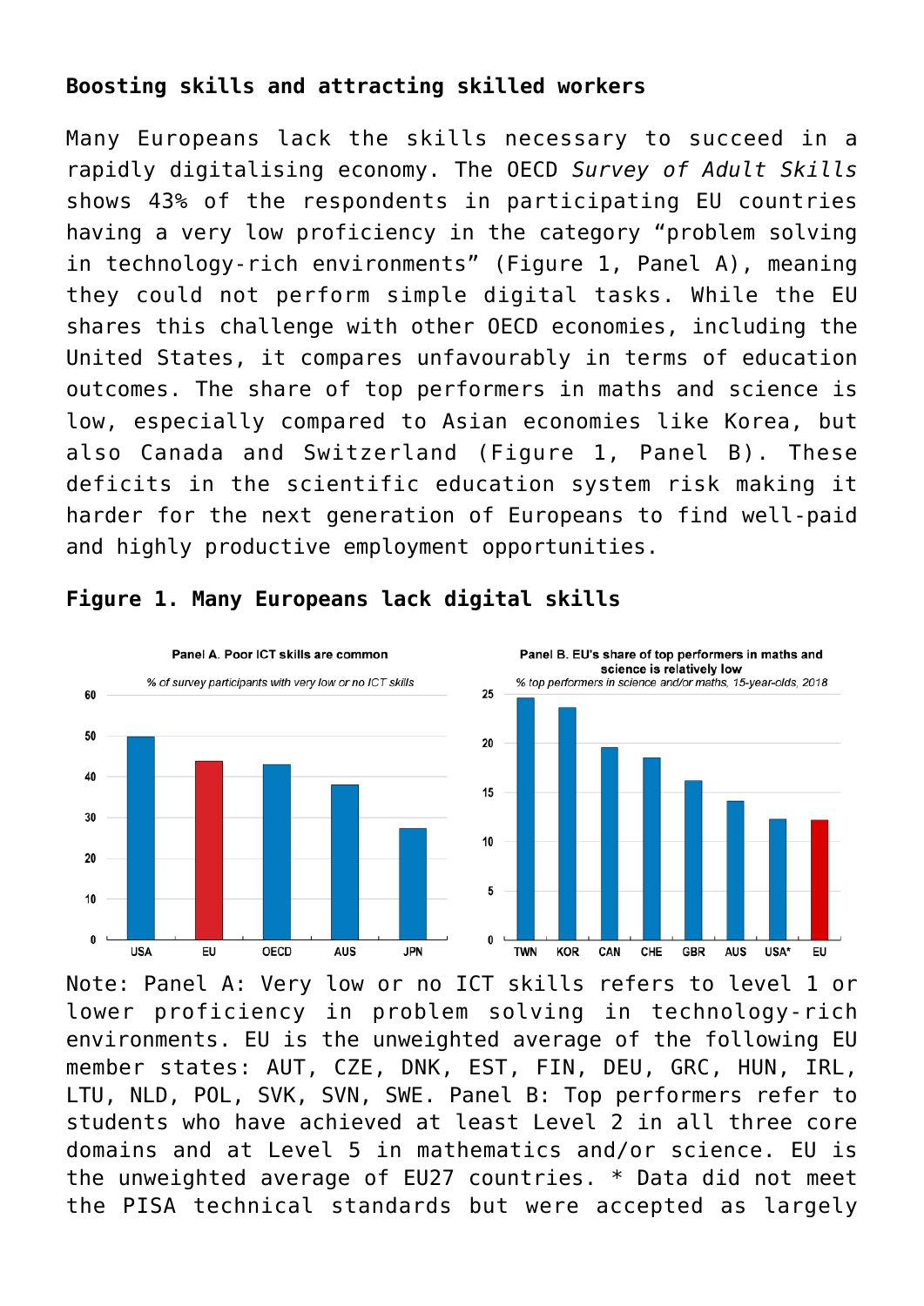**Boosting skills and attracting skilled workers**

Many Europeans lack the skills necessary to succeed in a rapidly digitalising economy. The OECD *Survey of Adult Skills* shows 43% of the respondents in participating EU countries having a very low proficiency in the category "problem solving in technology-rich environments" (Figure 1, Panel A), meaning they could not perform simple digital tasks. While the EU shares this challenge with other OECD economies, including the United States, it compares unfavourably in terms of education outcomes. The share of top performers in maths and science is low, especially compared to Asian economies like Korea, but also Canada and Switzerland (Figure 1, Panel B). These deficits in the scientific education system risk making it harder for the next generation of Europeans to find well-paid and highly productive employment opportunities.

**Figure 1. Many Europeans lack digital skills**

Panel A. Poor ICT skills are common

*% of survey participants with very low or no ICT skills*

Panel B. EU's share of top performers in maths and science is relatively low

*% top performers in science and/or maths, 15-year-olds, 2018*

Note: Panel A: Very low or no ICT skills refers to level 1 or lower proficiency in problem solving in technology-rich environments. EU is the unweighted average of the following EU member states: AUT, CZE, DNK, EST, FIN, DEU, GRC, HUN, IRL, LTU, NLD, POL, SVK, SVN, SWE. Panel B: Top performers refer to students who have achieved at least Level 2 in all three core domains and at Level 5 in mathematics and/or science. EU is the unweighted average of EU27 countries. * Data did not meet the PISA technical standards but were accepted as largely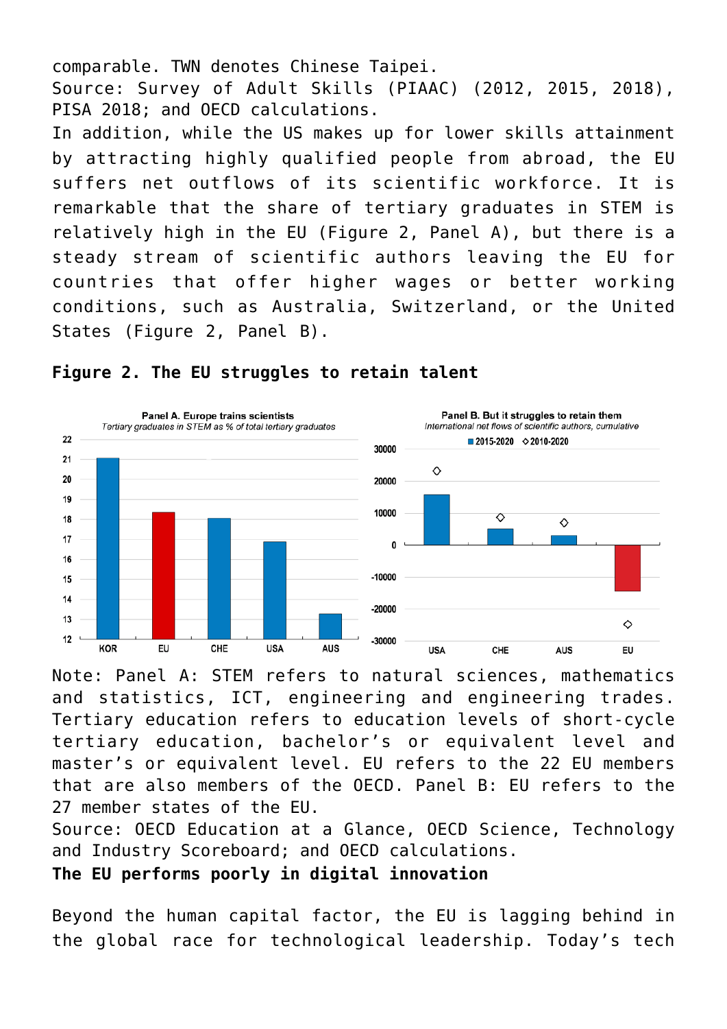comparable. TWN denotes Chinese Taipei.
Source: Survey of Adult Skills (PIAAC) (2012, 2015, 2018), PISA 2018; and OECD calculations.

In addition, while the US makes up for lower skills attainment by attracting highly qualified people from abroad, the EU suffers net outflows of its scientific workforce. It is remarkable that the share of tertiary graduates in STEM is relatively high in the EU (Figure 2, Panel A), but there is a steady stream of scientific authors leaving the EU for countries that offer higher wages or better working conditions, such as Australia, Switzerland, or the United States (Figure 2, Panel B).

**Figure 2. The EU struggles to retain talent**

Note: Panel A: STEM refers to natural sciences, mathematics and statistics, ICT, engineering and engineering trades. Tertiary education refers to education levels of short-cycle tertiary education, bachelor's or equivalent level and master's or equivalent level. EU refers to the 22 EU members that are also members of the OECD. Panel B: EU refers to the 27 member states of the EU.
Source: OECD Education at a Glance, OECD Science, Technology and Industry Scoreboard; and OECD calculations.

**The EU performs poorly in digital innovation**

Beyond the human capital factor, the EU is lagging behind in the global race for technological leadership. Today's tech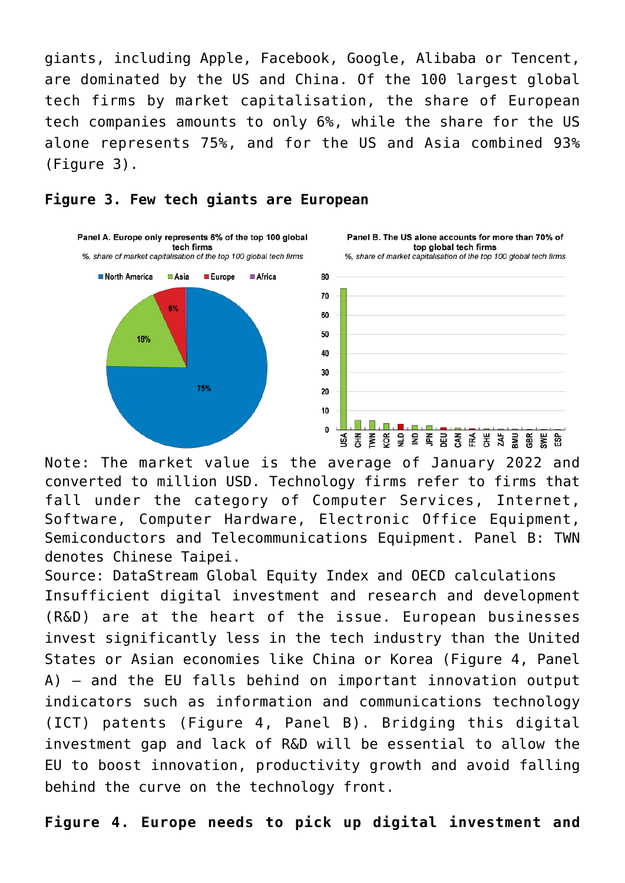giants, including Apple, Facebook, Google, Alibaba or Tencent, are dominated by the US and China. Of the 100 largest global tech firms by market capitalisation, the share of European tech companies amounts to only 6%, while the share for the US alone represents 75%, and for the US and Asia combined 93% (Figure 3).

**Figure 3. Few tech giants are European**

Panel A. Europe only represents 6% of the top 100 global tech firms
*%, share of market capitalisation of the top 100 global tech firms*

Panel B. The US alone accounts for more than 70% of top global tech firms
*%, share of market capitalisation of the top 100 global tech firms*

Note: The market value is the average of January 2022 and converted to million USD. Technology firms refer to firms that fall under the category of Computer Services, Internet, Software, Computer Hardware, Electronic Office Equipment, Semiconductors and Telecommunications Equipment. Panel B: TWN denotes Chinese Taipei.

Source: DataStream Global Equity Index and OECD calculations

Insufficient digital investment and research and development (R&D) are at the heart of the issue. European businesses invest significantly less in the tech industry than the United States or Asian economies like China or Korea (Figure 4, Panel A) – and the EU falls behind on important innovation output indicators such as information and communications technology (ICT) patents (Figure 4, Panel B). Bridging this digital investment gap and lack of R&D will be essential to allow the EU to boost innovation, productivity growth and avoid falling behind the curve on the technology front.

**Figure 4. Europe needs to pick up digital investment and**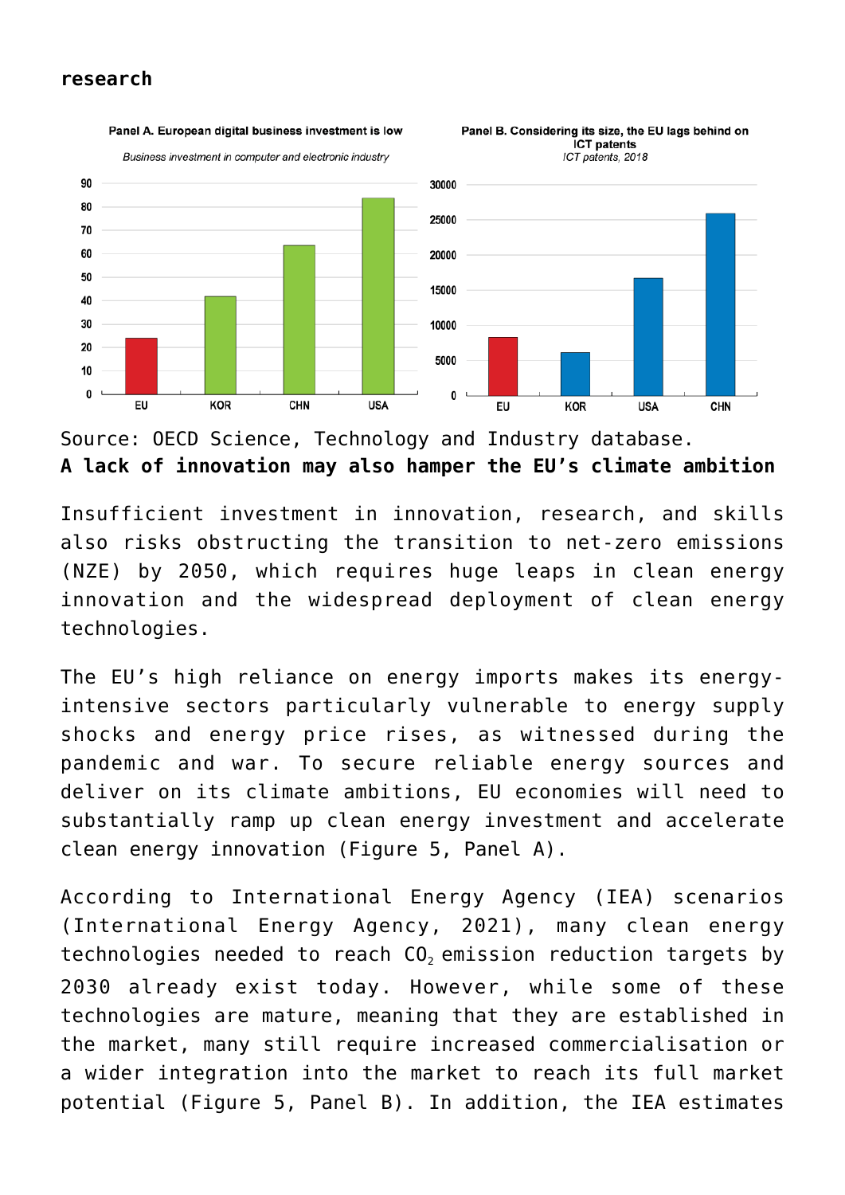**research**

Panel A. European digital business investment is low

*Business investment in computer and electronic industry*

Panel B. Considering its size, the EU lags behind on ICT patents

*ICT patents, 2018*

Source: OECD Science, Technology and Industry database.

**A lack of innovation may also hamper the EU's climate ambition**

Insufficient investment in innovation, research, and skills also risks obstructing the transition to net-zero emissions (NZE) by 2050, which requires huge leaps in clean energy innovation and the widespread deployment of clean energy technologies.

The EU's high reliance on energy imports makes its energy-intensive sectors particularly vulnerable to energy supply shocks and energy price rises, as witnessed during the pandemic and war. To secure reliable energy sources and deliver on its climate ambitions, EU economies will need to substantially ramp up clean energy investment and accelerate clean energy innovation (Figure 5, Panel A).

According to International Energy Agency (IEA) scenarios (International Energy Agency, 2021), many clean energy technologies needed to reach $CO_2$ emission reduction targets by 2030 already exist today. However, while some of these technologies are mature, meaning that they are established in the market, many still require increased commercialisation or a wider integration into the market to reach its full market potential (Figure 5, Panel B). In addition, the IEA estimates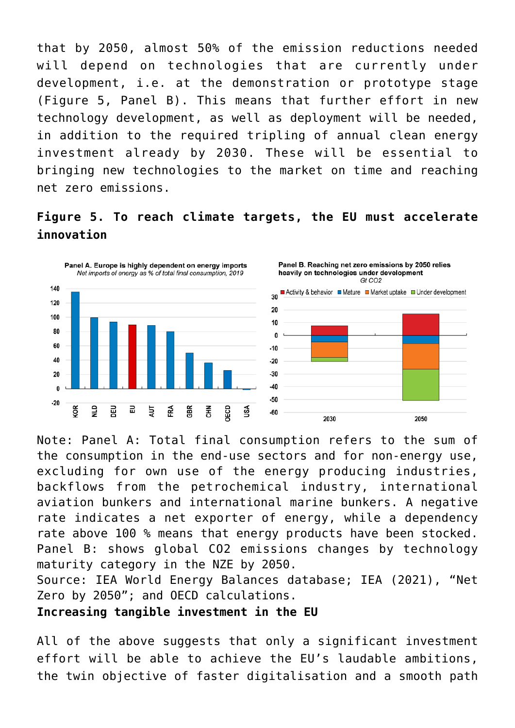that by 2050, almost 50% of the emission reductions needed will depend on technologies that are currently under development, i.e. at the demonstration or prototype stage (Figure 5, Panel B). This means that further effort in new technology development, as well as deployment will be needed, in addition to the required tripling of annual clean energy investment already by 2030. These will be essential to bringing new technologies to the market on time and reaching net zero emissions.

**Figure 5. To reach climate targets, the EU must accelerate innovation**

Note: Panel A: Total final consumption refers to the sum of the consumption in the end-use sectors and for non-energy use, excluding for own use of the energy producing industries, backflows from the petrochemical industry, international aviation bunkers and international marine bunkers. A negative rate indicates a net exporter of energy, while a dependency rate above 100 % means that energy products have been stocked. Panel B: shows global $CO_2$ emissions changes by technology maturity category in the NZE by 2050.

Source: IEA World Energy Balances database; IEA (2021), "Net Zero by 2050"; and OECD calculations.

**Increasing tangible investment in the EU**

All of the above suggests that only a significant investment effort will be able to achieve the EU's laudable ambitions, the twin objective of faster digitalisation and a smooth path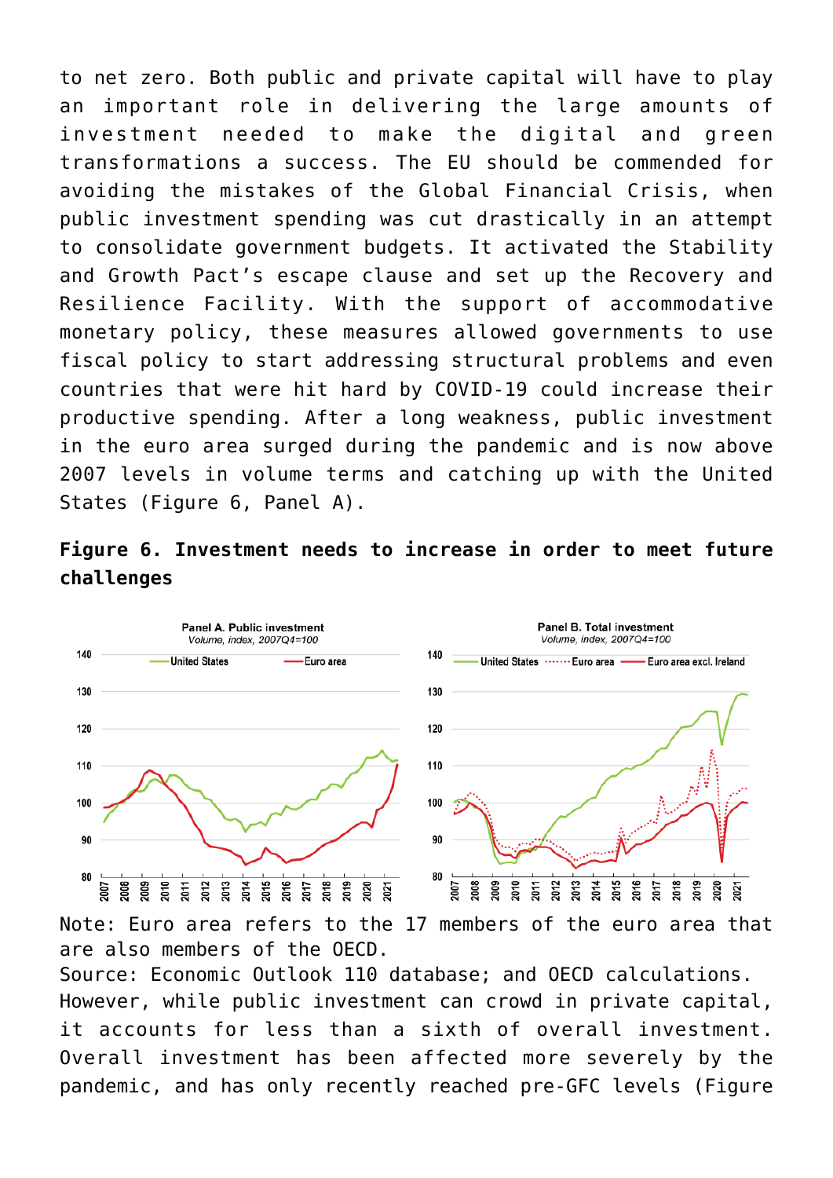to net zero. Both public and private capital will have to play an important role in delivering the large amounts of investment needed to make the digital and green transformations a success. The EU should be commended for avoiding the mistakes of the Global Financial Crisis, when public investment spending was cut drastically in an attempt to consolidate government budgets. It activated the Stability and Growth Pact's escape clause and set up the Recovery and Resilience Facility. With the support of accommodative monetary policy, these measures allowed governments to use fiscal policy to start addressing structural problems and even countries that were hit hard by COVID-19 could increase their productive spending. After a long weakness, public investment in the euro area surged during the pandemic and is now above 2007 levels in volume terms and catching up with the United States (Figure 6, Panel A).

**Figure 6. Investment needs to increase in order to meet future challenges**

Note: Euro area refers to the 17 members of the euro area that are also members of the OECD.

Source: Economic Outlook 110 database; and OECD calculations.

However, while public investment can crowd in private capital, it accounts for less than a sixth of overall investment. Overall investment has been affected more severely by the pandemic, and has only recently reached pre-GFC levels (Figure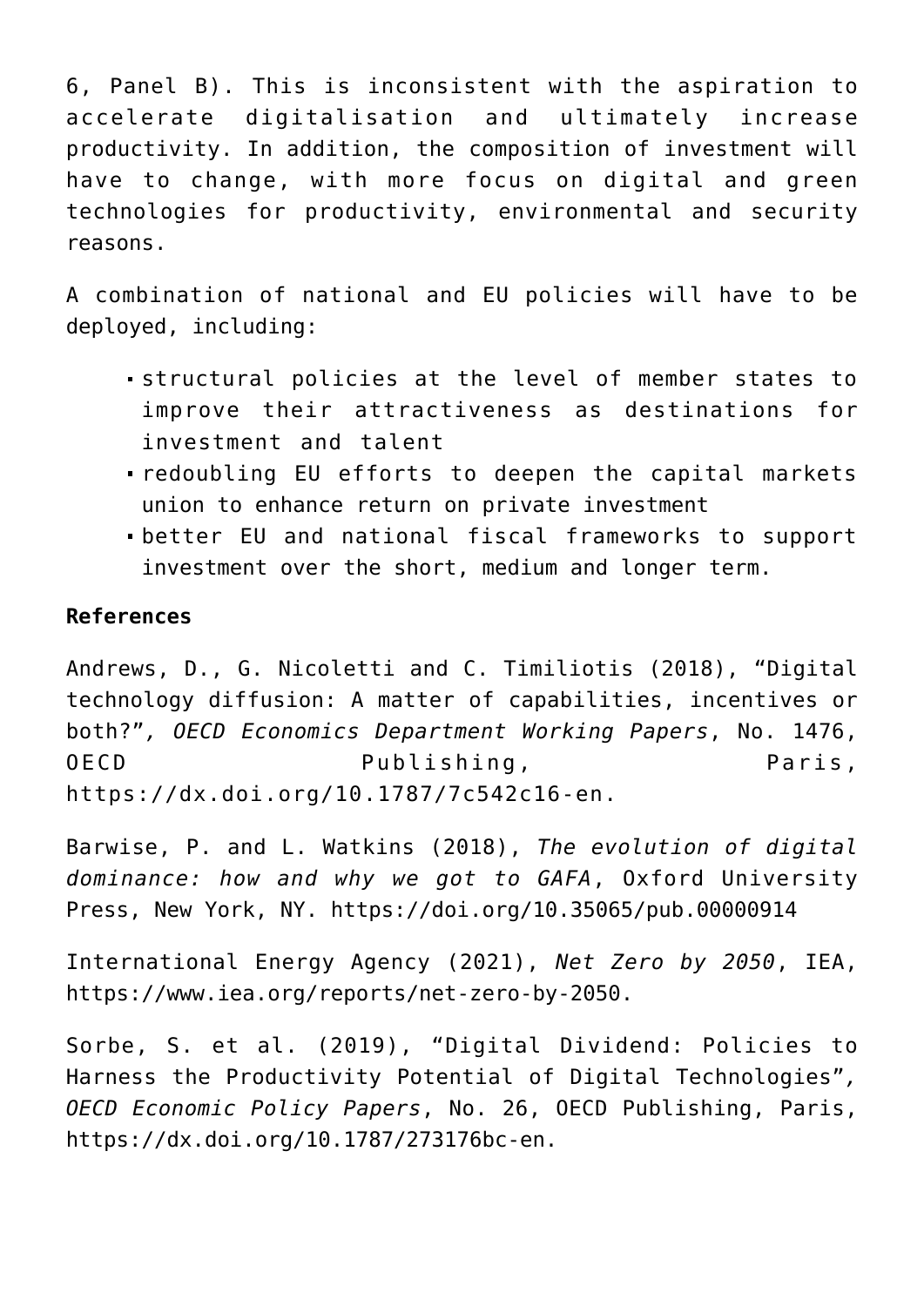6, Panel B). This is inconsistent with the aspiration to accelerate digitalisation and ultimately increase productivity. In addition, the composition of investment will have to change, with more focus on digital and green technologies for productivity, environmental and security reasons.

A combination of national and EU policies will have to be deployed, including:

- structural policies at the level of member states to improve their attractiveness as destinations for investment and talent
- redoubling EU efforts to deepen the capital markets union to enhance return on private investment
- better EU and national fiscal frameworks to support investment over the short, medium and longer term.

**References**

Andrews, D., G. Nicoletti and C. Timiliotis (2018), "Digital technology diffusion: A matter of capabilities, incentives or both?", *OECD Economics Department Working Papers*, No. 1476, OECD Publishing, Paris, https://dx.doi.org/10.1787/7c542c16-en.

Barwise, P. and L. Watkins (2018), *The evolution of digital dominance: how and why we got to GAFA*, Oxford University Press, New York, NY. https://doi.org/10.35065/pub.00000914

International Energy Agency (2021), *Net Zero by 2050*, IEA, https://www.iea.org/reports/net-zero-by-2050.

Sorbe, S. et al. (2019), "Digital Dividend: Policies to Harness the Productivity Potential of Digital Technologies", *OECD Economic Policy Papers*, No. 26, OECD Publishing, Paris, https://dx.doi.org/10.1787/273176bc-en.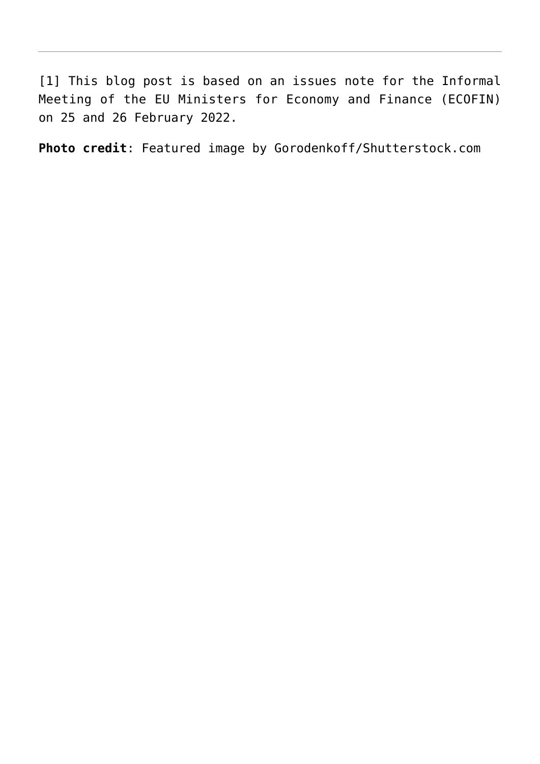---

[1] This blog post is based on an issues note for the Informal Meeting of the EU Ministers for Economy and Finance (ECOFIN) on 25 and 26 February 2022.

**Photo credit**: Featured image by Gorodenkoff/Shutterstock.com